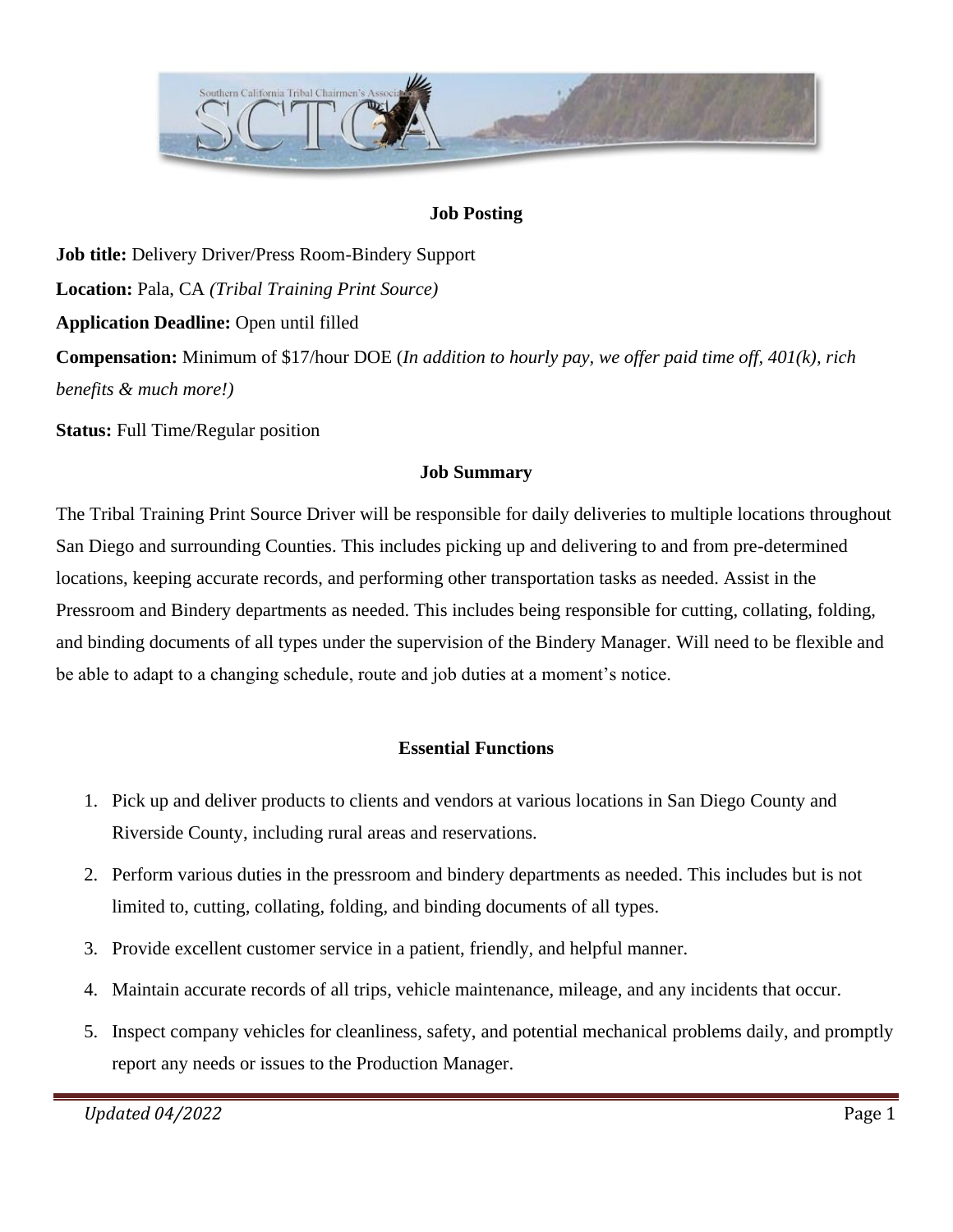## Job Posting

**Job title:** Delivery Driver/Press Room-Bindery Support

**Location:** Pala, CA *(Tribal Training Print Source)*

**Application Deadline:** Open until filled

**Compensation:** Minimum of $17/hour DOE (*In addition to hourly pay, we offer paid time off, 401(k), rich benefits & much more!)*

**Status:** Full Time/Regular position

## Job Summary

The Tribal Training Print Source Driver will be responsible for daily deliveries to multiple locations throughout San Diego and surrounding Counties. This includes picking up and delivering to and from pre-determined locations, keeping accurate records, and performing other transportation tasks as needed. Assist in the Pressroom and Bindery departments as needed. This includes being responsible for cutting, collating, folding, and binding documents of all types under the supervision of the Bindery Manager. Will need to be flexible and be able to adapt to a changing schedule, route and job duties at a moment's notice.

## Essential Functions

1. Pick up and deliver products to clients and vendors at various locations in San Diego County and Riverside County, including rural areas and reservations.
2. Perform various duties in the pressroom and bindery departments as needed. This includes but is not limited to, cutting, collating, folding, and binding documents of all types.
3. Provide excellent customer service in a patient, friendly, and helpful manner.
4. Maintain accurate records of all trips, vehicle maintenance, mileage, and any incidents that occur.
5. Inspect company vehicles for cleanliness, safety, and potential mechanical problems daily, and promptly report any needs or issues to the Production Manager.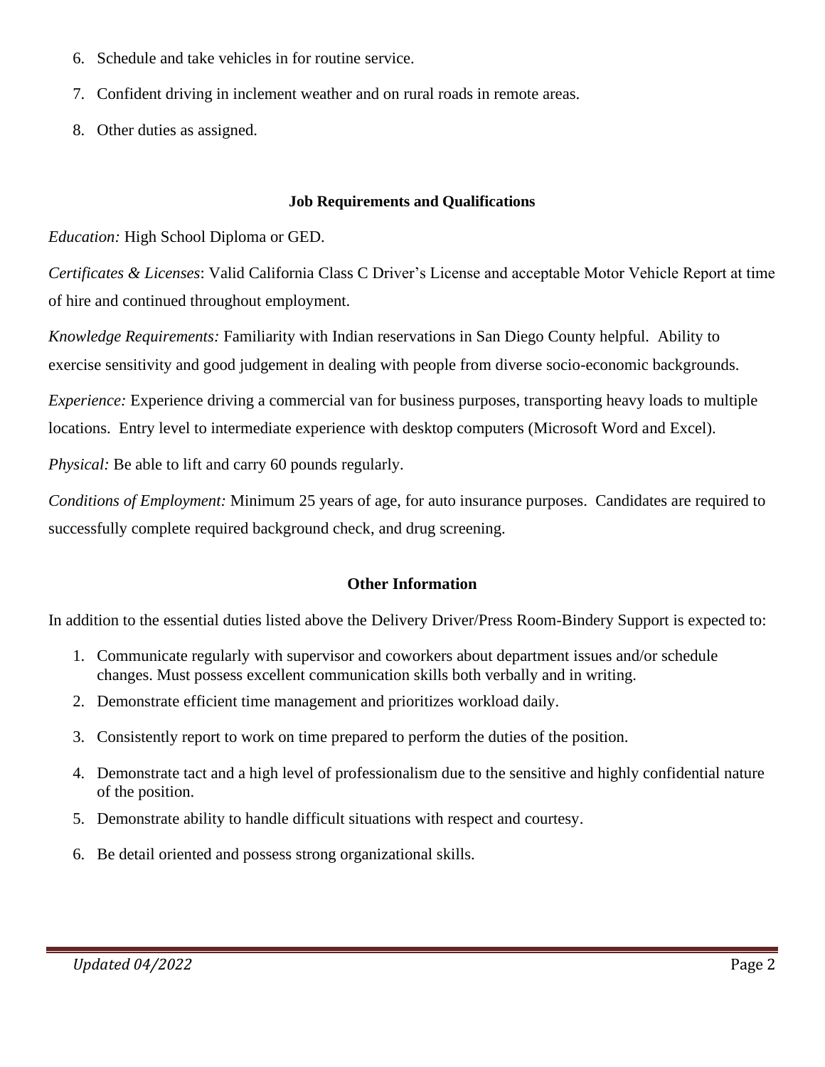6. Schedule and take vehicles in for routine service.
7. Confident driving in inclement weather and on rural roads in remote areas.
8. Other duties as assigned.

**Job Requirements and Qualifications**

*Education:* High School Diploma or GED.

*Certificates & Licenses*: Valid California Class C Driver's License and acceptable Motor Vehicle Report at time of hire and continued throughout employment.

*Knowledge Requirements:* Familiarity with Indian reservations in San Diego County helpful. Ability to exercise sensitivity and good judgement in dealing with people from diverse socio-economic backgrounds.

*Experience:* Experience driving a commercial van for business purposes, transporting heavy loads to multiple locations. Entry level to intermediate experience with desktop computers (Microsoft Word and Excel).

*Physical:* Be able to lift and carry 60 pounds regularly.

*Conditions of Employment:* Minimum 25 years of age, for auto insurance purposes. Candidates are required to successfully complete required background check, and drug screening.

**Other Information**

In addition to the essential duties listed above the Delivery Driver/Press Room-Bindery Support is expected to:

1. Communicate regularly with supervisor and coworkers about department issues and/or schedule changes. Must possess excellent communication skills both verbally and in writing.
2. Demonstrate efficient time management and prioritizes workload daily.
3. Consistently report to work on time prepared to perform the duties of the position.
4. Demonstrate tact and a high level of professionalism due to the sensitive and highly confidential nature of the position.
5. Demonstrate ability to handle difficult situations with respect and courtesy.
6. Be detail oriented and possess strong organizational skills.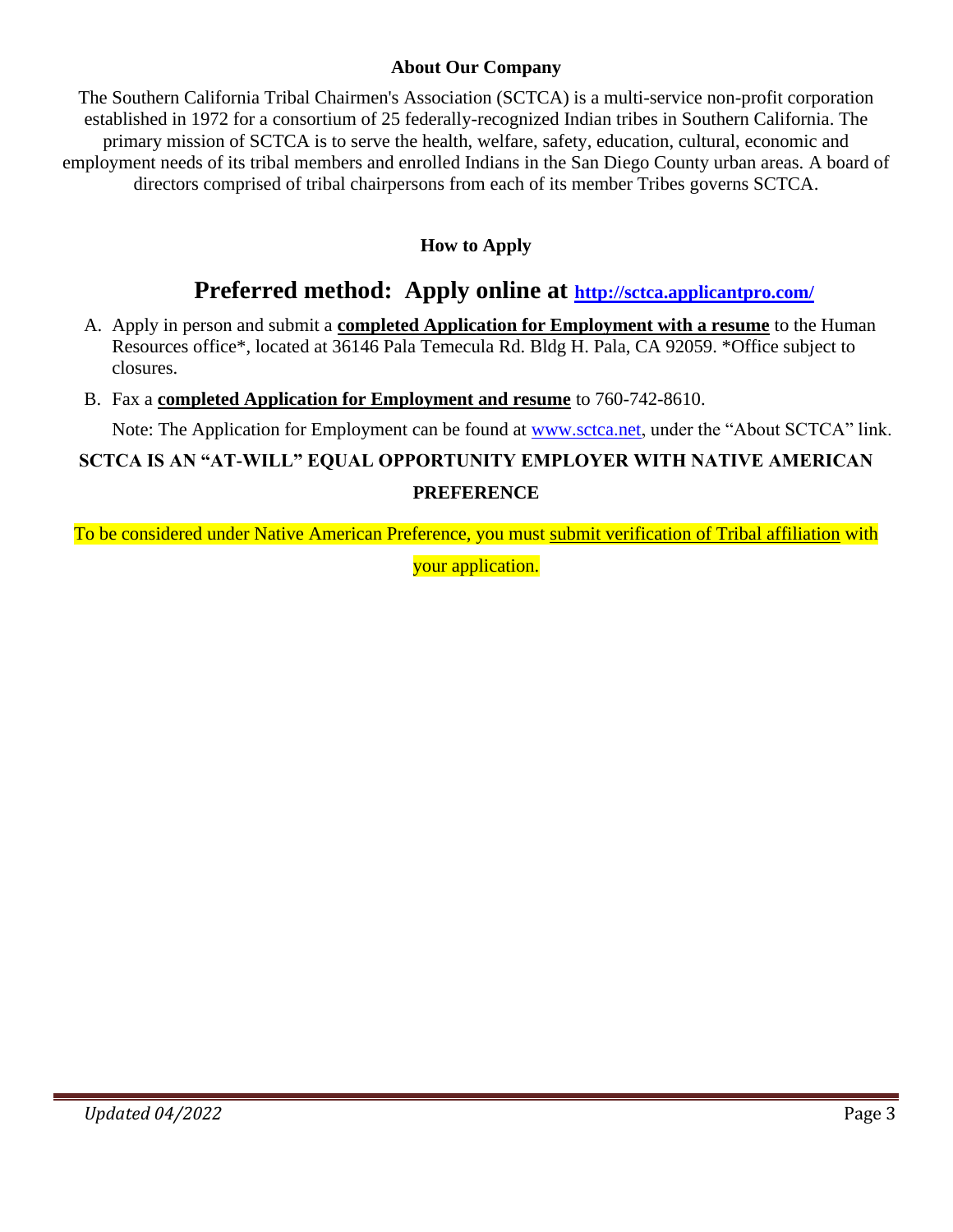## About Our Company

The Southern California Tribal Chairmen's Association (SCTCA) is a multi-service non-profit corporation established in 1972 for a consortium of 25 federally-recognized Indian tribes in Southern California. The primary mission of SCTCA is to serve the health, welfare, safety, education, cultural, economic and employment needs of its tribal members and enrolled Indians in the San Diego County urban areas. A board of directors comprised of tribal chairpersons from each of its member Tribes governs SCTCA.

## How to Apply

# Preferred method: Apply online at http://sctca.applicantpro.com/

A. Apply in person and submit a **completed Application for Employment with a resume** to the Human Resources office*, located at 36146 Pala Temecula Rd. Bldg H. Pala, CA 92059. *Office subject to closures.

B. Fax a **completed Application for Employment and resume** to 760-742-8610.

Note: The Application for Employment can be found at www.sctca.net, under the "About SCTCA" link.

**SCTCA IS AN "AT-WILL" EQUAL OPPORTUNITY EMPLOYER WITH NATIVE AMERICAN PREFERENCE**

To be considered under Native American Preference, you must submit verification of Tribal affiliation with your application.

*Updated 04/2022*